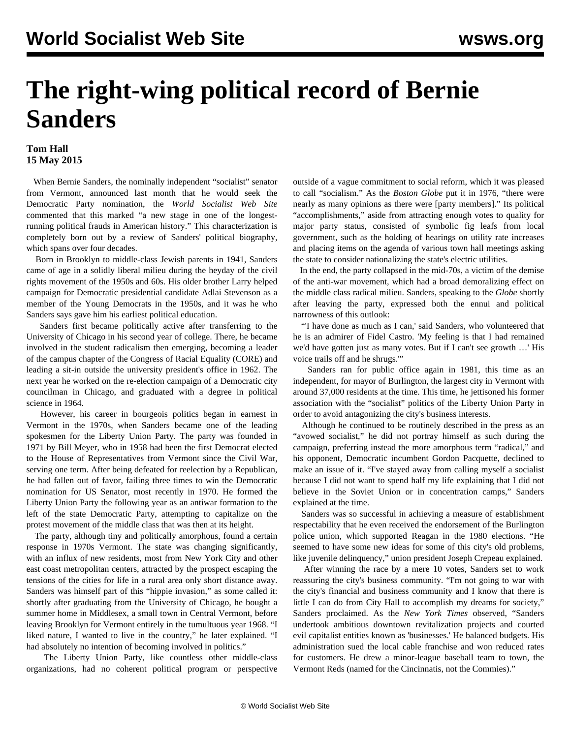# The right-wing political record of Bernie Sanders

**Tom Hall**
**15 May 2015**

When Bernie Sanders, the nominally independent "socialist" senator from Vermont, announced last month that he would seek the Democratic Party nomination, the *World Socialist Web Site* commented that this marked "a new stage in one of the longest-running political frauds in American history." This characterization is completely borne out by a review of Sanders' political biography, which spans over four decades.

Born in Brooklyn to middle-class Jewish parents in 1941, Sanders came of age in a solidly liberal milieu during the heyday of the civil rights movement of the 1950s and 60s. His older brother Larry helped campaign for Democratic presidential candidate Adlai Stevenson as a member of the Young Democrats in the 1950s, and it was he who Sanders says gave him his earliest political education.

Sanders first became politically active after transferring to the University of Chicago in his second year of college. There, he became involved in the student radicalism then emerging, becoming a leader of the campus chapter of the Congress of Racial Equality (CORE) and leading a sit-in outside the university president's office in 1962. The next year he worked on the re-election campaign of a Democratic city councilman in Chicago, and graduated with a degree in political science in 1964.

However, his career in bourgeois politics began in earnest in Vermont in the 1970s, when Sanders became one of the leading spokesmen for the Liberty Union Party. The party was founded in 1971 by Bill Meyer, who in 1958 had been the first Democrat elected to the House of Representatives from Vermont since the Civil War, serving one term. After being defeated for reelection by a Republican, he had fallen out of favor, failing three times to win the Democratic nomination for US Senator, most recently in 1970. He formed the Liberty Union Party the following year as an antiwar formation to the left of the state Democratic Party, attempting to capitalize on the protest movement of the middle class that was then at its height.

The party, although tiny and politically amorphous, found a certain response in 1970s Vermont. The state was changing significantly, with an influx of new residents, most from New York City and other east coast metropolitan centers, attracted by the prospect escaping the tensions of the cities for life in a rural area only short distance away. Sanders was himself part of this "hippie invasion," as some called it: shortly after graduating from the University of Chicago, he bought a summer home in Middlesex, a small town in Central Vermont, before leaving Brooklyn for Vermont entirely in the tumultuous year 1968. "I liked nature, I wanted to live in the country," he later explained. "I had absolutely no intention of becoming involved in politics."

The Liberty Union Party, like countless other middle-class organizations, had no coherent political program or perspective outside of a vague commitment to social reform, which it was pleased to call "socialism." As the *Boston Globe* put it in 1976, "there were nearly as many opinions as there were [party members]." Its political "accomplishments," aside from attracting enough votes to quality for major party status, consisted of symbolic fig leafs from local government, such as the holding of hearings on utility rate increases and placing items on the agenda of various town hall meetings asking the state to consider nationalizing the state's electric utilities.

In the end, the party collapsed in the mid-70s, a victim of the demise of the anti-war movement, which had a broad demoralizing effect on the middle class radical milieu. Sanders, speaking to the *Globe* shortly after leaving the party, expressed both the ennui and political narrowness of this outlook:

"'I have done as much as I can,' said Sanders, who volunteered that he is an admirer of Fidel Castro. 'My feeling is that I had remained we'd have gotten just as many votes. But if I can't see growth …' His voice trails off and he shrugs.'"

Sanders ran for public office again in 1981, this time as an independent, for mayor of Burlington, the largest city in Vermont with around 37,000 residents at the time. This time, he jettisoned his former association with the "socialist" politics of the Liberty Union Party in order to avoid antagonizing the city's business interests.

Although he continued to be routinely described in the press as an "avowed socialist," he did not portray himself as such during the campaign, preferring instead the more amorphous term "radical," and his opponent, Democratic incumbent Gordon Pacquette, declined to make an issue of it. "I've stayed away from calling myself a socialist because I did not want to spend half my life explaining that I did not believe in the Soviet Union or in concentration camps," Sanders explained at the time.

Sanders was so successful in achieving a measure of establishment respectability that he even received the endorsement of the Burlington police union, which supported Reagan in the 1980 elections. "He seemed to have some new ideas for some of this city's old problems, like juvenile delinquency," union president Joseph Crepeau explained.

After winning the race by a mere 10 votes, Sanders set to work reassuring the city's business community. "I'm not going to war with the city's financial and business community and I know that there is little I can do from City Hall to accomplish my dreams for society," Sanders proclaimed. As the *New York Times* observed, "Sanders undertook ambitious downtown revitalization projects and courted evil capitalist entities known as 'businesses.' He balanced budgets. His administration sued the local cable franchise and won reduced rates for customers. He drew a minor-league baseball team to town, the Vermont Reds (named for the Cincinnatis, not the Commies)."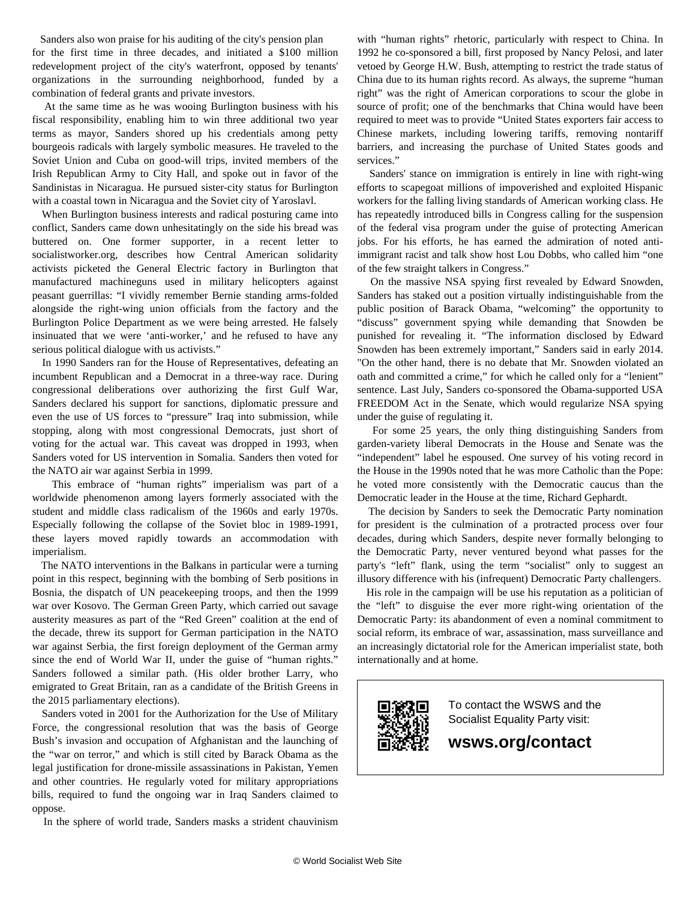Sanders also won praise for his auditing of the city's pension plan for the first time in three decades, and initiated a $100 million redevelopment project of the city's waterfront, opposed by tenants' organizations in the surrounding neighborhood, funded by a combination of federal grants and private investors.

At the same time as he was wooing Burlington business with his fiscal responsibility, enabling him to win three additional two year terms as mayor, Sanders shored up his credentials among petty bourgeois radicals with largely symbolic measures. He traveled to the Soviet Union and Cuba on good-will trips, invited members of the Irish Republican Army to City Hall, and spoke out in favor of the Sandinistas in Nicaragua. He pursued sister-city status for Burlington with a coastal town in Nicaragua and the Soviet city of Yaroslavl.

When Burlington business interests and radical posturing came into conflict, Sanders came down unhesitatingly on the side his bread was buttered on. One former supporter, in a recent letter to socialistworker.org, describes how Central American solidarity activists picketed the General Electric factory in Burlington that manufactured machineguns used in military helicopters against peasant guerrillas: "I vividly remember Bernie standing arms-folded alongside the right-wing union officials from the factory and the Burlington Police Department as we were being arrested. He falsely insinuated that we were 'anti-worker,' and he refused to have any serious political dialogue with us activists."

In 1990 Sanders ran for the House of Representatives, defeating an incumbent Republican and a Democrat in a three-way race. During congressional deliberations over authorizing the first Gulf War, Sanders declared his support for sanctions, diplomatic pressure and even the use of US forces to "pressure" Iraq into submission, while stopping, along with most congressional Democrats, just short of voting for the actual war. This caveat was dropped in 1993, when Sanders voted for US intervention in Somalia. Sanders then voted for the NATO air war against Serbia in 1999.

This embrace of "human rights" imperialism was part of a worldwide phenomenon among layers formerly associated with the student and middle class radicalism of the 1960s and early 1970s. Especially following the collapse of the Soviet bloc in 1989-1991, these layers moved rapidly towards an accommodation with imperialism.

The NATO interventions in the Balkans in particular were a turning point in this respect, beginning with the bombing of Serb positions in Bosnia, the dispatch of UN peacekeeping troops, and then the 1999 war over Kosovo. The German Green Party, which carried out savage austerity measures as part of the "Red Green" coalition at the end of the decade, threw its support for German participation in the NATO war against Serbia, the first foreign deployment of the German army since the end of World War II, under the guise of "human rights." Sanders followed a similar path. (His older brother Larry, who emigrated to Great Britain, ran as a candidate of the British Greens in the 2015 parliamentary elections).

Sanders voted in 2001 for the Authorization for the Use of Military Force, the congressional resolution that was the basis of George Bush's invasion and occupation of Afghanistan and the launching of the "war on terror," and which is still cited by Barack Obama as the legal justification for drone-missile assassinations in Pakistan, Yemen and other countries. He regularly voted for military appropriations bills, required to fund the ongoing war in Iraq Sanders claimed to oppose.

In the sphere of world trade, Sanders masks a strident chauvinism with "human rights" rhetoric, particularly with respect to China. In 1992 he co-sponsored a bill, first proposed by Nancy Pelosi, and later vetoed by George H.W. Bush, attempting to restrict the trade status of China due to its human rights record. As always, the supreme "human right" was the right of American corporations to scour the globe in source of profit; one of the benchmarks that China would have been required to meet was to provide "United States exporters fair access to Chinese markets, including lowering tariffs, removing nontariff barriers, and increasing the purchase of United States goods and services."

Sanders' stance on immigration is entirely in line with right-wing efforts to scapegoat millions of impoverished and exploited Hispanic workers for the falling living standards of American working class. He has repeatedly introduced bills in Congress calling for the suspension of the federal visa program under the guise of protecting American jobs. For his efforts, he has earned the admiration of noted anti-immigrant racist and talk show host Lou Dobbs, who called him "one of the few straight talkers in Congress."

On the massive NSA spying first revealed by Edward Snowden, Sanders has staked out a position virtually indistinguishable from the public position of Barack Obama, "welcoming" the opportunity to "discuss" government spying while demanding that Snowden be punished for revealing it. "The information disclosed by Edward Snowden has been extremely important," Sanders said in early 2014. "On the other hand, there is no debate that Mr. Snowden violated an oath and committed a crime," for which he called only for a "lenient" sentence. Last July, Sanders co-sponsored the Obama-supported USA FREEDOM Act in the Senate, which would regularize NSA spying under the guise of regulating it.

For some 25 years, the only thing distinguishing Sanders from garden-variety liberal Democrats in the House and Senate was the "independent" label he espoused. One survey of his voting record in the House in the 1990s noted that he was more Catholic than the Pope: he voted more consistently with the Democratic caucus than the Democratic leader in the House at the time, Richard Gephardt.

The decision by Sanders to seek the Democratic Party nomination for president is the culmination of a protracted process over four decades, during which Sanders, despite never formally belonging to the Democratic Party, never ventured beyond what passes for the party's "left" flank, using the term "socialist" only to suggest an illusory difference with his (infrequent) Democratic Party challengers.

His role in the campaign will be use his reputation as a politician of the "left" to disguise the ever more right-wing orientation of the Democratic Party: its abandonment of even a nominal commitment to social reform, its embrace of war, assassination, mass surveillance and an increasingly dictatorial role for the American imperialist state, both internationally and at home.

To contact the WSWS and the Socialist Equality Party visit:

**wsws.org/contact**